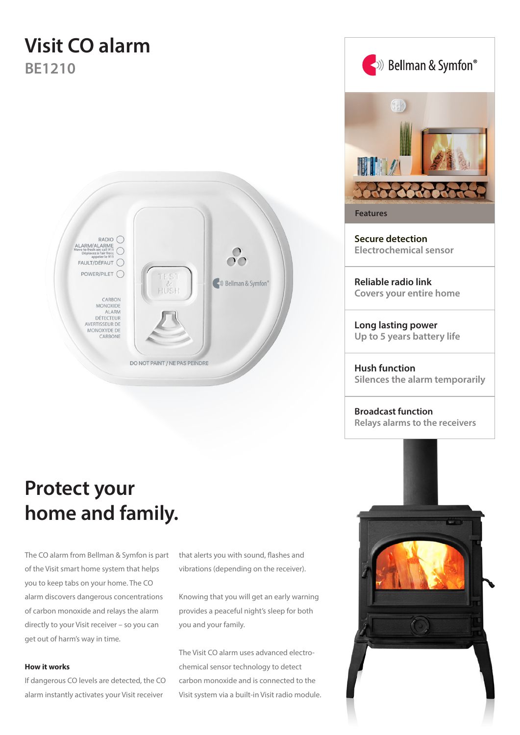# Visit CO alarm

## BE1210

Bellman & Symfon®

**Features**

**Secure detection**
Electrochemical sensor

**Reliable radio link**
Covers your entire home

**Long lasting power**
Up to 5 years battery life

**Hush function**
Silences the alarm temporarily

**Broadcast function**
Relays alarms to the receivers

# Protect your home and family.

The CO alarm from Bellman & Symfon is part of the Visit smart home system that helps you to keep tabs on your home. The CO alarm discovers dangerous concentrations of carbon monoxide and relays the alarm directly to your Visit receiver – so you can get out of harm's way in time.

**How it works**

If dangerous CO levels are detected, the CO alarm instantly activates your Visit receiver that alerts you with sound, flashes and vibrations (depending on the receiver).

Knowing that you will get an early warning provides a peaceful night's sleep for both you and your family.

The Visit CO alarm uses advanced electro-chemical sensor technology to detect carbon monoxide and is connected to the Visit system via a built-in Visit radio module.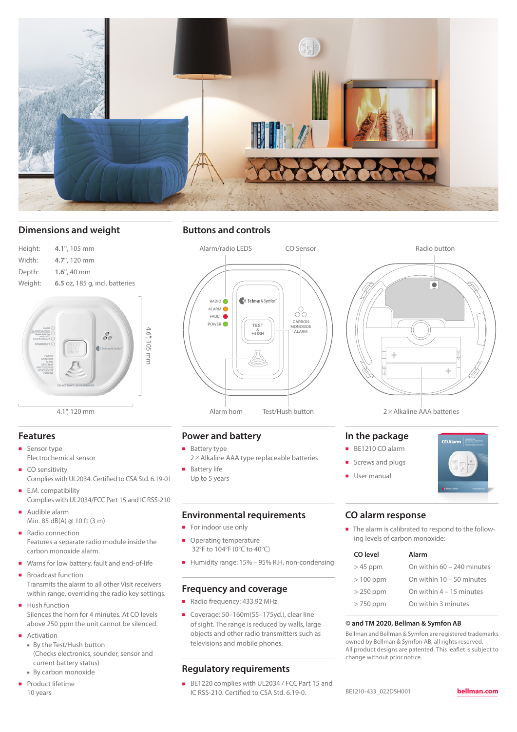## Dimensions and weight

| | |
|---|---|
| Height: | **4.1"**, 105 mm |
| Width: | **4.7"**, 120 mm |
| Depth: | **1.6"**, 40 mm |
| Weight: | **6.5** oz, 185 g, incl. batteries |

4.6", 105 mm

4.1", 120 mm

## Buttons and controls

Alarm/radio LEDS

CO Sensor

Radio button

Alarm horn

Test/Hush button

2×Alkaline AAA batteries

## Features

- Sensor type
  Electrochemical sensor
- CO sensitivity
  Complies with UL2034. Certified to CSA Std. 6.19-01
- E.M. compatibility
  Complies with UL2034/FCC Part 15 and IC RSS-210
- Audible alarm
  Min. 85 dB(A) @ 10 ft (3 m)
- Radio connection
  Features a separate radio module inside the carbon monoxide alarm.
- Warns for low battery, fault and end-of-life
- Broadcast function
  Transmits the alarm to all other Visit receivers within range, overriding the radio key settings.
- Hush function
  Silences the horn for 4 minutes. At CO levels above 250 ppm the unit cannot be silenced.
- Activation
  - By the Test/Hush button
    (Checks electronics, sounder, sensor and current battery status)
  - By carbon monoxide
- Product lifetime
  10 years

## Power and battery

- Battery type
  2×Alkaline AAA type replaceable batteries
- Battery life
  Up to 5 years

## Environmental requirements

- For indoor use only
- Operating temperature
  32°F to 104°F (0°C to 40°C)
- Humidity range: 15% – 95% R.H. non-condensing

## Frequency and coverage

- Radio frequency: 433.92 MHz
- Coverage: 50–160m(55–175yd.), clear line of sight. The range is reduced by walls, large objects and other radio transmitters such as televisions and mobile phones.

## Regulatory requirements

- BE1220 complies with UL2034 / FCC Part 15 and IC RSS-210. Certified to CSA Std. 6.19-0.

## In the package

- BE1210 CO alarm
- Screws and plugs
- User manual

## CO alarm response

- The alarm is calibrated to respond to the following levels of carbon monoxide:

| CO level | Alarm |
|---|---|
| > 45 ppm | On within 60 – 240 minutes |
| > 100 ppm | On within 10 – 50 minutes |
| > 250 ppm | On within 4 – 15 minutes |
| > 750 ppm | On within 3 minutes |

**© and TM 2020, Bellman & Symfon AB**

Bellman and Bellman & Symfon are registered trademarks owned by Bellman & Symfon AB, all rights reserved. All product designs are patented. This leaflet is subject to change without prior notice.

BE1210-433_022DSH001

**bellman.com**